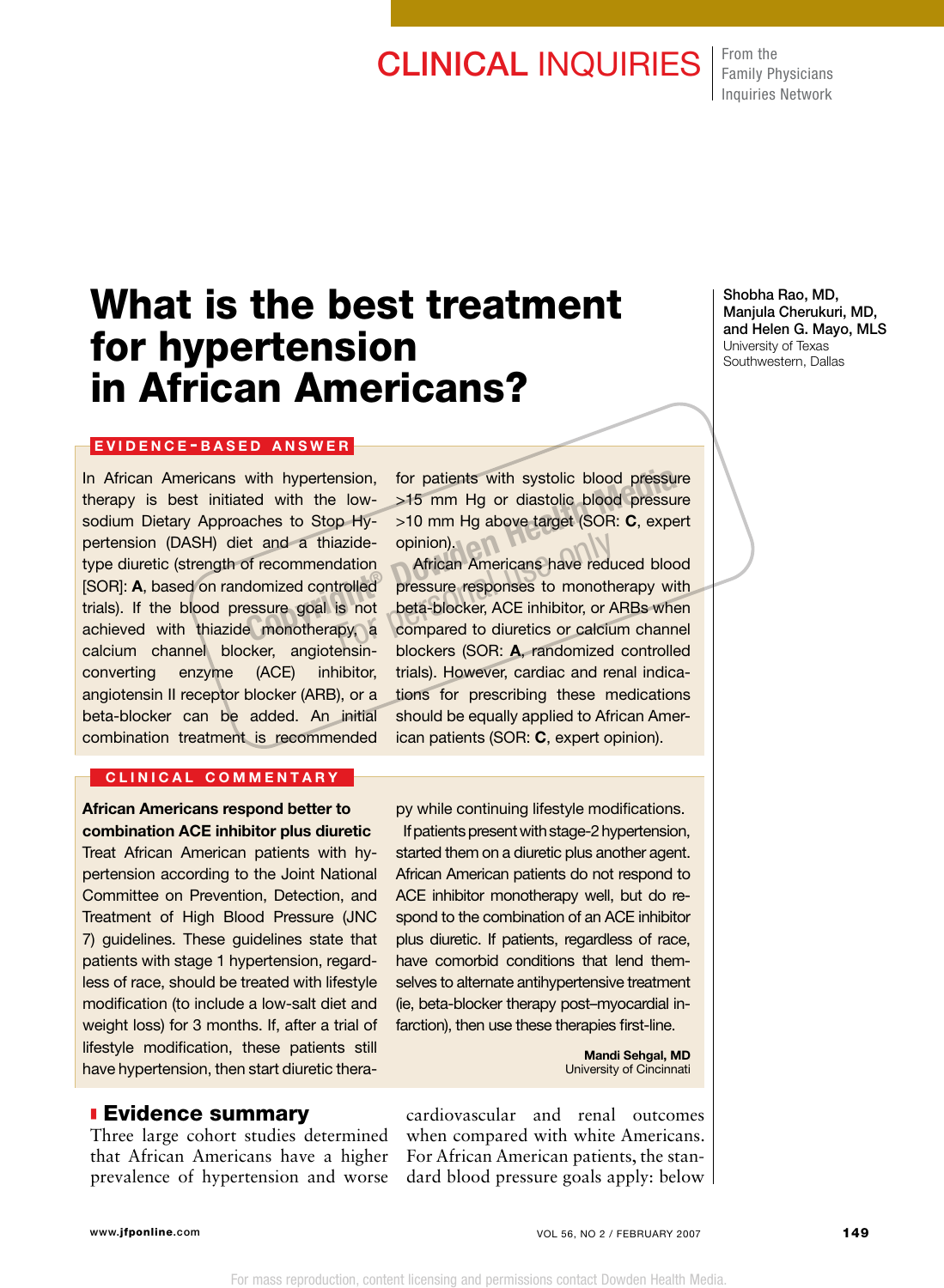CLINICAL INQUIRIES From the Family Physicians Inquiries Network

# What is the best treatment for hypertension in African Americans?

Shobha Rao, MD, Manjula Cherukuri, MD, and Helen G. Mayo, MLS
University of Texas Southwestern, Dallas

## EVIDENCE-BASED ANSWER

In African Americans with hypertension, therapy is best initiated with the low-sodium Dietary Approaches to Stop Hypertension (DASH) diet and a thiazide-type diuretic (strength of recommendation [SOR]: **A**, based on randomized controlled trials). If the blood pressure goal is not achieved with thiazide monotherapy, a calcium channel blocker, angiotensin-converting enzyme (ACE) inhibitor, angiotensin II receptor blocker (ARB), or a beta-blocker can be added. An initial combination treatment is recommended for patients with systolic blood pressure >15 mm Hg or diastolic blood pressure >10 mm Hg above target (SOR: **C**, expert opinion).

African Americans have reduced blood pressure responses to monotherapy with beta-blocker, ACE inhibitor, or ARBs when compared to diuretics or calcium channel blockers (SOR: **A**, randomized controlled trials). However, cardiac and renal indications for prescribing these medications should be equally applied to African American patients (SOR: **C**, expert opinion).

## CLINICAL COMMENTARY

**African Americans respond better to combination ACE inhibitor plus diuretic**

Treat African American patients with hypertension according to the Joint National Committee on Prevention, Detection, and Treatment of High Blood Pressure (JNC 7) guidelines. These guidelines state that patients with stage 1 hypertension, regardless of race, should be treated with lifestyle modification (to include a low-salt diet and weight loss) for 3 months. If, after a trial of lifestyle modification, these patients still have hypertension, then start diuretic therapy while continuing lifestyle modifications.

If patients present with stage-2 hypertension, started them on a diuretic plus another agent. African American patients do not respond to ACE inhibitor monotherapy well, but do respond to the combination of an ACE inhibitor plus diuretic. If patients, regardless of race, have comorbid conditions that lend themselves to alternate antihypertensive treatment (ie, beta-blocker therapy post–myocardial infarction), then use these therapies first-line.

**Mandi Sehgal, MD**
University of Cincinnati

## Evidence summary

Three large cohort studies determined that African Americans have a higher prevalence of hypertension and worse cardiovascular and renal outcomes when compared with white Americans. For African American patients, the standard blood pressure goals apply: below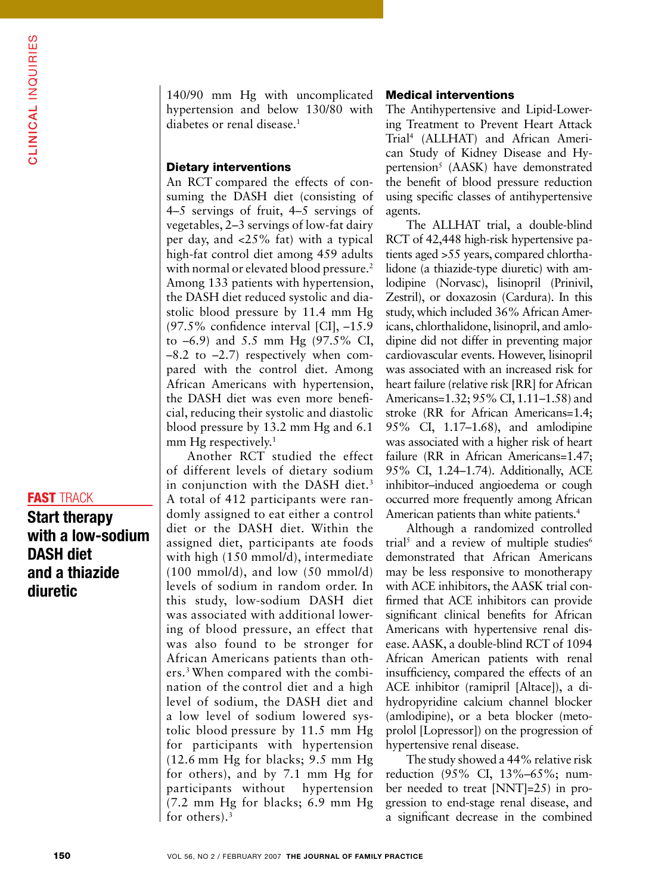140/90 mm Hg with uncomplicated hypertension and below 130/80 with diabetes or renal disease.[1]

### Dietary interventions

An RCT compared the effects of consuming the DASH diet (consisting of 4–5 servings of fruit, 4–5 servings of vegetables, 2–3 servings of low-fat dairy per day, and <25% fat) with a typical high-fat control diet among 459 adults with normal or elevated blood pressure.[2] Among 133 patients with hypertension, the DASH diet reduced systolic and diastolic blood pressure by 11.4 mm Hg (97.5% confidence interval [CI], –15.9 to –6.9) and 5.5 mm Hg (97.5% CI, –8.2 to –2.7) respectively when compared with the control diet. Among African Americans with hypertension, the DASH diet was even more beneficial, reducing their systolic and diastolic blood pressure by 13.2 mm Hg and 6.1 mm Hg respectively.[1]

Another RCT studied the effect of different levels of dietary sodium in conjunction with the DASH diet.[3] A total of 412 participants were randomly assigned to eat either a control diet or the DASH diet. Within the assigned diet, participants ate foods with high (150 mmol/d), intermediate (100 mmol/d), and low (50 mmol/d) levels of sodium in random order. In this study, low-sodium DASH diet was associated with additional lowering of blood pressure, an effect that was also found to be stronger for African Americans patients than others.[3] When compared with the combination of the control diet and a high level of sodium, the DASH diet and a low level of sodium lowered systolic blood pressure by 11.5 mm Hg for participants with hypertension (12.6 mm Hg for blacks; 9.5 mm Hg for others), and by 7.1 mm Hg for participants without hypertension (7.2 mm Hg for blacks; 6.9 mm Hg for others).[3]

**FAST TRACK**

**Start therapy with a low-sodium DASH diet and a thiazide diuretic**

### Medical interventions

The Antihypertensive and Lipid-Lowering Treatment to Prevent Heart Attack Trial[4] (ALLHAT) and African American Study of Kidney Disease and Hypertension[5] (AASK) have demonstrated the benefit of blood pressure reduction using specific classes of antihypertensive agents.

The ALLHAT trial, a double-blind RCT of 42,448 high-risk hypertensive patients aged >55 years, compared chlorthalidone (a thiazide-type diuretic) with amlodipine (Norvasc), lisinopril (Prinivil, Zestril), or doxazosin (Cardura). In this study, which included 36% African Americans, chlorthalidone, lisinopril, and amlodipine did not differ in preventing major cardiovascular events. However, lisinopril was associated with an increased risk for heart failure (relative risk [RR] for African Americans=1.32; 95% CI, 1.11–1.58) and stroke (RR for African Americans=1.4; 95% CI, 1.17–1.68), and amlodipine was associated with a higher risk of heart failure (RR in African Americans=1.47; 95% CI, 1.24–1.74). Additionally, ACE inhibitor–induced angioedema or cough occurred more frequently among African American patients than white patients.[4]

Although a randomized controlled trial[5] and a review of multiple studies[6] demonstrated that African Americans may be less responsive to monotherapy with ACE inhibitors, the AASK trial confirmed that ACE inhibitors can provide significant clinical benefits for African Americans with hypertensive renal disease. AASK, a double-blind RCT of 1094 African American patients with renal insufficiency, compared the effects of an ACE inhibitor (ramipril [Altace]), a dihydropyridine calcium channel blocker (amlodipine), or a beta blocker (metoprolol [Lopressor]) on the progression of hypertensive renal disease.

The study showed a 44% relative risk reduction (95% CI, 13%–65%; number needed to treat [NNT]=25) in progression to end-stage renal disease, and a significant decrease in the combined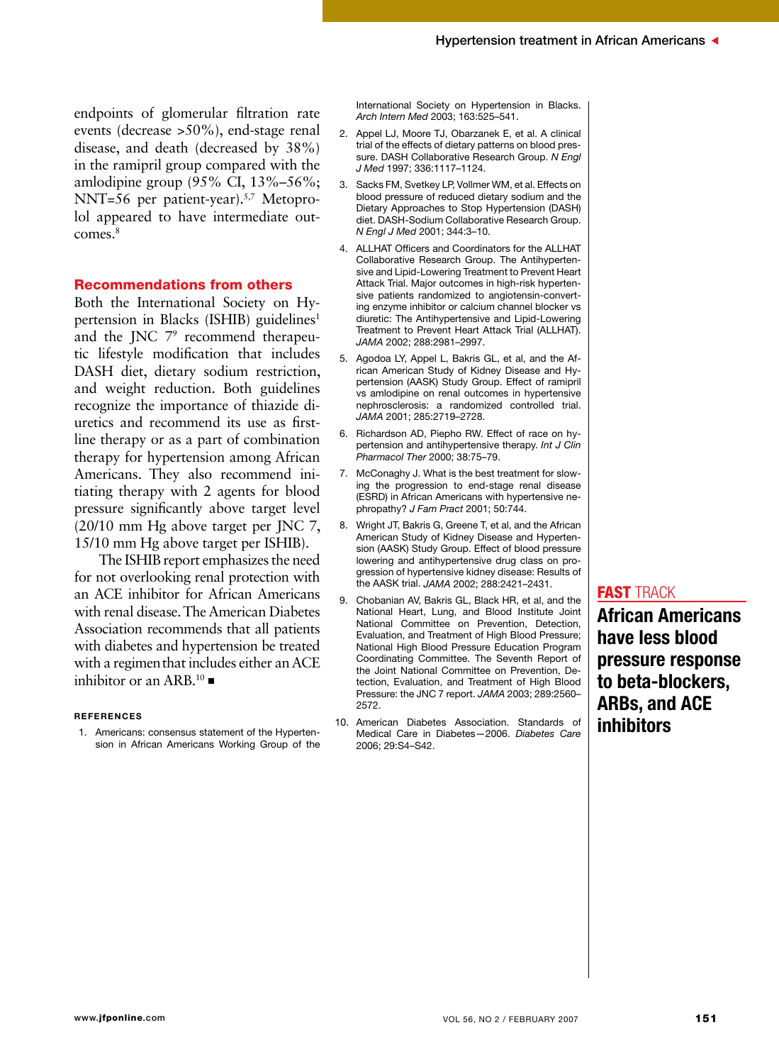endpoints of glomerular filtration rate events (decrease >50%), end-stage renal disease, and death (decreased by 38%) in the ramipril group compared with the amlodipine group (95% CI, 13%–56%; NNT=56 per patient-year).[5,7] Metoprolol appeared to have intermediate outcomes.[8]

## Recommendations from others

Both the International Society on Hypertension in Blacks (ISHIB) guidelines[1] and the JNC 7[9] recommend therapeutic lifestyle modification that includes DASH diet, dietary sodium restriction, and weight reduction. Both guidelines recognize the importance of thiazide diuretics and recommend its use as first-line therapy or as a part of combination therapy for hypertension among African Americans. They also recommend initiating therapy with 2 agents for blood pressure significantly above target level (20/10 mm Hg above target per JNC 7, 15/10 mm Hg above target per ISHIB).

The ISHIB report emphasizes the need for not overlooking renal protection with an ACE inhibitor for African Americans with renal disease. The American Diabetes Association recommends that all patients with diabetes and hypertension be treated with a regimen that includes either an ACE inhibitor or an ARB.[10] ■

**FAST TRACK**

**African Americans have less blood pressure response to beta-blockers, ARBs, and ACE inhibitors**

### REFERENCES

1. Americans: consensus statement of the Hypertension in African Americans Working Group of the International Society on Hypertension in Blacks. *Arch Intern Med* 2003; 163:525–541.
2. Appel LJ, Moore TJ, Obarzanek E, et al. A clinical trial of the effects of dietary patterns on blood pressure. DASH Collaborative Research Group. *N Engl J Med* 1997; 336:1117–1124.
3. Sacks FM, Svetkey LP, Vollmer WM, et al. Effects on blood pressure of reduced dietary sodium and the Dietary Approaches to Stop Hypertension (DASH) diet. DASH-Sodium Collaborative Research Group. *N Engl J Med* 2001; 344:3–10.
4. ALLHAT Officers and Coordinators for the ALLHAT Collaborative Research Group. The Antihypertensive and Lipid-Lowering Treatment to Prevent Heart Attack Trial. Major outcomes in high-risk hypertensive patients randomized to angiotensin-converting enzyme inhibitor or calcium channel blocker vs diuretic: The Antihypertensive and Lipid-Lowering Treatment to Prevent Heart Attack Trial (ALLHAT). *JAMA* 2002; 288:2981–2997.
5. Agodoa LY, Appel L, Bakris GL, et al, and the African American Study of Kidney Disease and Hypertension (AASK) Study Group. Effect of ramipril vs amlodipine on renal outcomes in hypertensive nephrosclerosis: a randomized controlled trial. *JAMA* 2001; 285:2719–2728.
6. Richardson AD, Piepho RW. Effect of race on hypertension and antihypertensive therapy. *Int J Clin Pharmacol Ther* 2000; 38:75–79.
7. McConaghy J. What is the best treatment for slowing the progression to end-stage renal disease (ESRD) in African Americans with hypertensive nephropathy? *J Fam Pract* 2001; 50:744.
8. Wright JT, Bakris G, Greene T, et al, and the African American Study of Kidney Disease and Hypertension (AASK) Study Group. Effect of blood pressure lowering and antihypertensive drug class on progression of hypertensive kidney disease: Results of the AASK trial. *JAMA* 2002; 288:2421–2431.
9. Chobanian AV, Bakris GL, Black HR, et al, and the National Heart, Lung, and Blood Institute Joint National Committee on Prevention, Detection, Evaluation, and Treatment of High Blood Pressure; National High Blood Pressure Education Program Coordinating Committee. The Seventh Report of the Joint National Committee on Prevention, Detection, Evaluation, and Treatment of High Blood Pressure: the JNC 7 report. *JAMA* 2003; 289:2560–2572.
10. American Diabetes Association. Standards of Medical Care in Diabetes—2006. *Diabetes Care* 2006; 29:S4–S42.